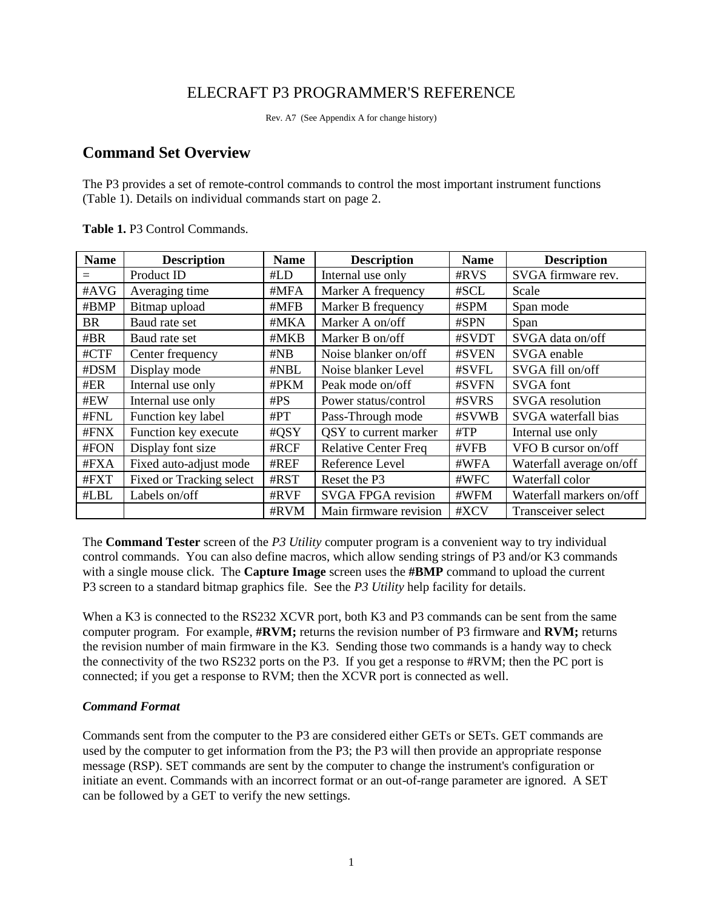# ELECRAFT P3 PROGRAMMER'S REFERENCE

Rev. A7 (See Appendix A for change history)

## Command Set Overview

The P3 provides a set of remote-control commands to control the most important instrument functions (Table 1). Details on individual commands start on page 2.

**Table 1.** P3 Control Commands.

| Name | Description | Name | Description | Name | Description |
|---|---|---|---|---|---|
| = | Product ID | #LD | Internal use only | #RVS | SVGA firmware rev. |
| #AVG | Averaging time | #MFA | Marker A frequency | #SCL | Scale |
| #BMP | Bitmap upload | #MFB | Marker B frequency | #SPM | Span mode |
| BR | Baud rate set | #MKA | Marker A on/off | #SPN | Span |
| #BR | Baud rate set | #MKB | Marker B on/off | #SVDT | SVGA data on/off |
| #CTF | Center frequency | #NB | Noise blanker on/off | #SVEN | SVGA enable |
| #DSM | Display mode | #NBL | Noise blanker Level | #SVFL | SVGA fill on/off |
| #ER | Internal use only | #PKM | Peak mode on/off | #SVFN | SVGA font |
| #EW | Internal use only | #PS | Power status/control | #SVRS | SVGA resolution |
| #FNL | Function key label | #PT | Pass-Through mode | #SVWB | SVGA waterfall bias |
| #FNX | Function key execute | #QSY | QSY to current marker | #TP | Internal use only |
| #FON | Display font size | #RCF | Relative Center Freq | #VFB | VFO B cursor on/off |
| #FXA | Fixed auto-adjust mode | #REF | Reference Level | #WFA | Waterfall average on/off |
| #FXT | Fixed or Tracking select | #RST | Reset the P3 | #WFC | Waterfall color |
| #LBL | Labels on/off | #RVF | SVGA FPGA revision | #WFM | Waterfall markers on/off |
| | | #RVM | Main firmware revision | #XCV | Transceiver select |

The **Command Tester** screen of the *P3 Utility* computer program is a convenient way to try individual control commands. You can also define macros, which allow sending strings of P3 and/or K3 commands with a single mouse click. The **Capture Image** screen uses the **#BMP** command to upload the current P3 screen to a standard bitmap graphics file. See the *P3 Utility* help facility for details.

When a K3 is connected to the RS232 XCVR port, both K3 and P3 commands can be sent from the same computer program. For example, **#RVM;** returns the revision number of P3 firmware and **RVM;** returns the revision number of main firmware in the K3. Sending those two commands is a handy way to check the connectivity of the two RS232 ports on the P3. If you get a response to #RVM; then the PC port is connected; if you get a response to RVM; then the XCVR port is connected as well.

### *Command Format*

Commands sent from the computer to the P3 are considered either GETs or SETs. GET commands are used by the computer to get information from the P3; the P3 will then provide an appropriate response message (RSP). SET commands are sent by the computer to change the instrument's configuration or initiate an event. Commands with an incorrect format or an out-of-range parameter are ignored. A SET can be followed by a GET to verify the new settings.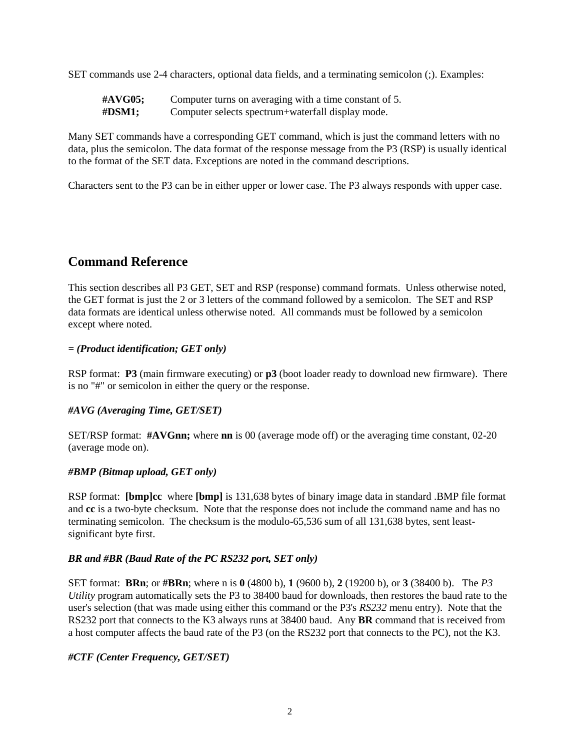SET commands use 2-4 characters, optional data fields, and a terminating semicolon (;). Examples:

**#AVG05;** Computer turns on averaging with a time constant of 5.
**#DSM1;** Computer selects spectrum+waterfall display mode.

Many SET commands have a corresponding GET command, which is just the command letters with no data, plus the semicolon. The data format of the response message from the P3 (RSP) is usually identical to the format of the SET data. Exceptions are noted in the command descriptions.

Characters sent to the P3 can be in either upper or lower case. The P3 always responds with upper case.

## Command Reference

This section describes all P3 GET, SET and RSP (response) command formats. Unless otherwise noted, the GET format is just the 2 or 3 letters of the command followed by a semicolon. The SET and RSP data formats are identical unless otherwise noted. All commands must be followed by a semicolon except where noted.

### *= (Product identification; GET only)*

RSP format: **P3** (main firmware executing) or **p3** (boot loader ready to download new firmware). There is no "#" or semicolon in either the query or the response.

### *#AVG (Averaging Time, GET/SET)*

SET/RSP format: **#AVGnn;** where **nn** is 00 (average mode off) or the averaging time constant, 02-20 (average mode on).

### *#BMP (Bitmap upload, GET only)*

RSP format: **[bmp]cc** where **[bmp]** is 131,638 bytes of binary image data in standard .BMP file format and **cc** is a two-byte checksum. Note that the response does not include the command name and has no terminating semicolon. The checksum is the modulo-65,536 sum of all 131,638 bytes, sent least-significant byte first.

### *BR and #BR (Baud Rate of the PC RS232 port, SET only)*

SET format: **BRn**; or **#BRn**; where n is **0** (4800 b), **1** (9600 b), **2** (19200 b), or **3** (38400 b). The *P3 Utility* program automatically sets the P3 to 38400 baud for downloads, then restores the baud rate to the user's selection (that was made using either this command or the P3's *RS232* menu entry). Note that the RS232 port that connects to the K3 always runs at 38400 baud. Any **BR** command that is received from a host computer affects the baud rate of the P3 (on the RS232 port that connects to the PC), not the K3.

### *#CTF (Center Frequency, GET/SET)*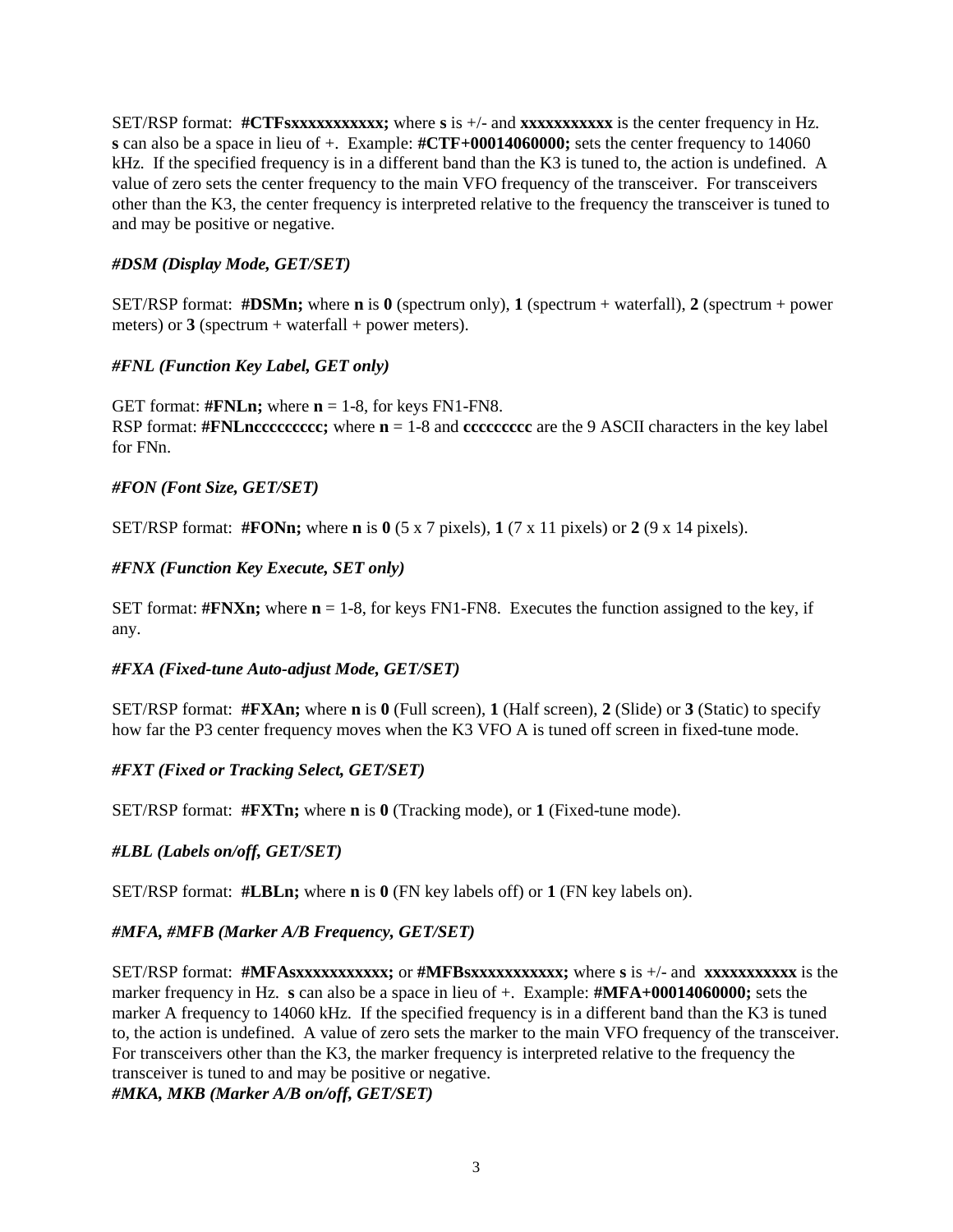SET/RSP format: **#CTFsxxxxxxxxxxx;** where **s** is +/- and **xxxxxxxxxxx** is the center frequency in Hz. **s** can also be a space in lieu of +. Example: **#CTF+00014060000;** sets the center frequency to 14060 kHz. If the specified frequency is in a different band than the K3 is tuned to, the action is undefined. A value of zero sets the center frequency to the main VFO frequency of the transceiver. For transceivers other than the K3, the center frequency is interpreted relative to the frequency the transceiver is tuned to and may be positive or negative.

***#DSM (Display Mode, GET/SET)***

SET/RSP format: **#DSMn;** where **n** is **0** (spectrum only), **1** (spectrum + waterfall), **2** (spectrum + power meters) or **3** (spectrum + waterfall + power meters).

***#FNL (Function Key Label, GET only)***

GET format: **#FNLn;** where **n** = 1-8, for keys FN1-FN8.
RSP format: **#FNLnccccccccc;** where **n** = 1-8 and **ccccccccc** are the 9 ASCII characters in the key label for FNn.

***#FON (Font Size, GET/SET)***

SET/RSP format: **#FONn;** where **n** is **0** (5 x 7 pixels), **1** (7 x 11 pixels) or **2** (9 x 14 pixels).

***#FNX (Function Key Execute, SET only)***

SET format: **#FNXn;** where **n** = 1-8, for keys FN1-FN8. Executes the function assigned to the key, if any.

***#FXA (Fixed-tune Auto-adjust Mode, GET/SET)***

SET/RSP format: **#FXAn;** where **n** is **0** (Full screen), **1** (Half screen), **2** (Slide) or **3** (Static) to specify how far the P3 center frequency moves when the K3 VFO A is tuned off screen in fixed-tune mode.

***#FXT (Fixed or Tracking Select, GET/SET)***

SET/RSP format: **#FXTn;** where **n** is **0** (Tracking mode), or **1** (Fixed-tune mode).

***#LBL (Labels on/off, GET/SET)***

SET/RSP format: **#LBLn;** where **n** is **0** (FN key labels off) or **1** (FN key labels on).

***#MFA, #MFB (Marker A/B Frequency, GET/SET)***

SET/RSP format: **#MFAsxxxxxxxxxxx;** or **#MFBsxxxxxxxxxxx;** where **s** is +/- and **xxxxxxxxxxx** is the marker frequency in Hz. **s** can also be a space in lieu of +. Example: **#MFA+00014060000;** sets the marker A frequency to 14060 kHz. If the specified frequency is in a different band than the K3 is tuned to, the action is undefined. A value of zero sets the marker to the main VFO frequency of the transceiver. For transceivers other than the K3, the marker frequency is interpreted relative to the frequency the transceiver is tuned to and may be positive or negative.

***#MKA, MKB (Marker A/B on/off, GET/SET)***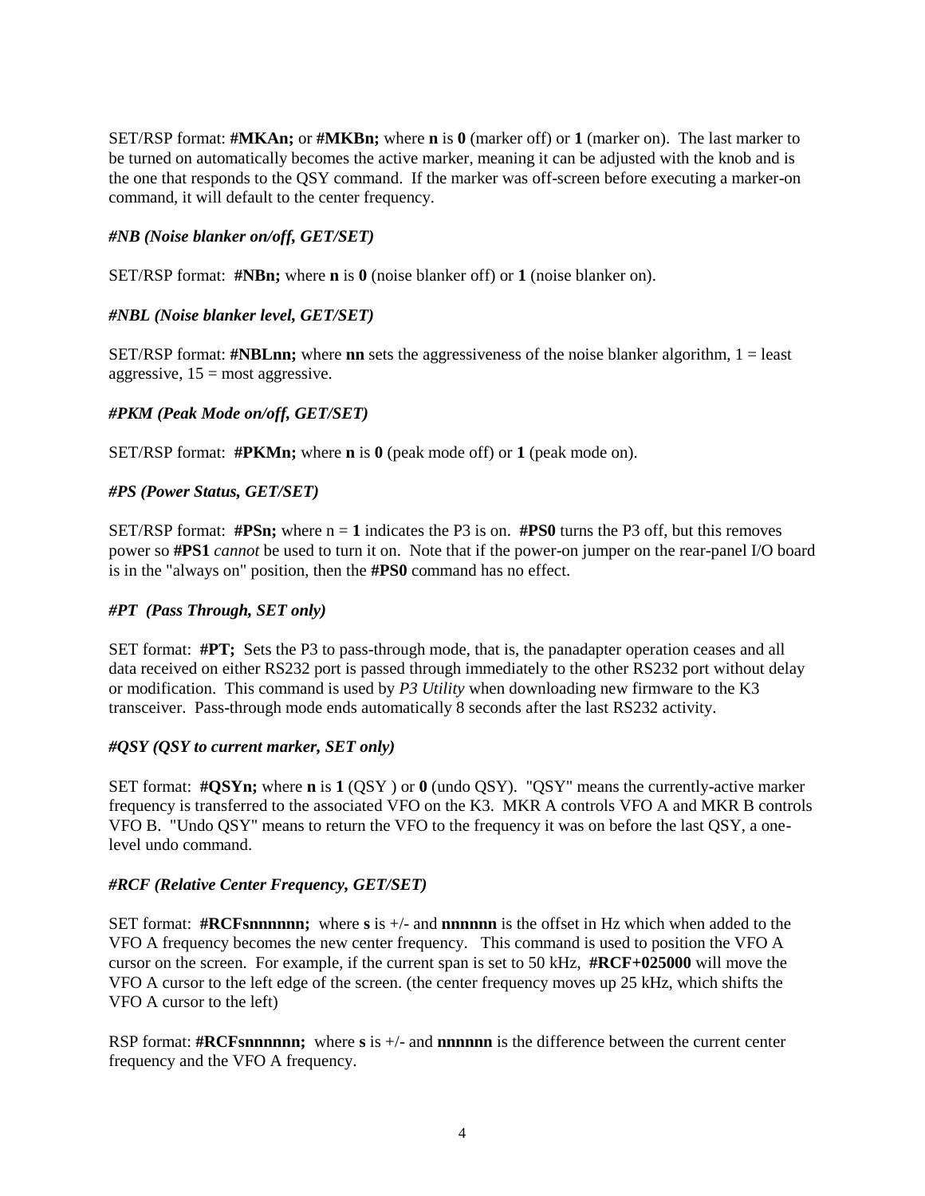SET/RSP format: **#MKAn;** or **#MKBn;** where **n** is **0** (marker off) or **1** (marker on). The last marker to be turned on automatically becomes the active marker, meaning it can be adjusted with the knob and is the one that responds to the QSY command. If the marker was off-screen before executing a marker-on command, it will default to the center frequency.

### *#NB (Noise blanker on/off, GET/SET)*

SET/RSP format: **#NBn;** where **n** is **0** (noise blanker off) or **1** (noise blanker on).

### *#NBL (Noise blanker level, GET/SET)*

SET/RSP format: **#NBLnn;** where **nn** sets the aggressiveness of the noise blanker algorithm, 1 = least aggressive, 15 = most aggressive.

### *#PKM (Peak Mode on/off, GET/SET)*

SET/RSP format: **#PKMn;** where **n** is **0** (peak mode off) or **1** (peak mode on).

### *#PS (Power Status, GET/SET)*

SET/RSP format: **#PSn;** where n = **1** indicates the P3 is on. **#PS0** turns the P3 off, but this removes power so **#PS1** *cannot* be used to turn it on. Note that if the power-on jumper on the rear-panel I/O board is in the "always on" position, then the **#PS0** command has no effect.

### *#PT (Pass Through, SET only)*

SET format: **#PT;** Sets the P3 to pass-through mode, that is, the panadapter operation ceases and all data received on either RS232 port is passed through immediately to the other RS232 port without delay or modification. This command is used by *P3 Utility* when downloading new firmware to the K3 transceiver. Pass-through mode ends automatically 8 seconds after the last RS232 activity.

### *#QSY (QSY to current marker, SET only)*

SET format: **#QSYn;** where **n** is **1** (QSY ) or **0** (undo QSY). "QSY" means the currently-active marker frequency is transferred to the associated VFO on the K3. MKR A controls VFO A and MKR B controls VFO B. "Undo QSY" means to return the VFO to the frequency it was on before the last QSY, a one-level undo command.

### *#RCF (Relative Center Frequency, GET/SET)*

SET format: **#RCFsnnnnnn;** where **s** is +/- and **nnnnnn** is the offset in Hz which when added to the VFO A frequency becomes the new center frequency. This command is used to position the VFO A cursor on the screen. For example, if the current span is set to 50 kHz, **#RCF+025000** will move the VFO A cursor to the left edge of the screen. (the center frequency moves up 25 kHz, which shifts the VFO A cursor to the left)

RSP format: **#RCFsnnnnnn;** where **s** is +/- and **nnnnnn** is the difference between the current center frequency and the VFO A frequency.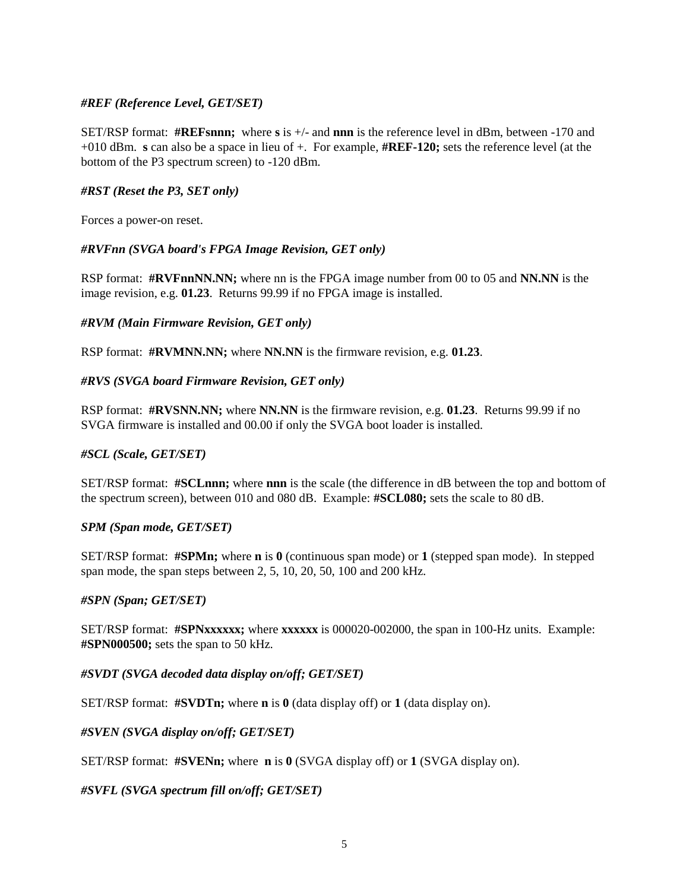***#REF (Reference Level, GET/SET)***

SET/RSP format: **#REFsnnn;** where **s** is +/- and **nnn** is the reference level in dBm, between -170 and +010 dBm. **s** can also be a space in lieu of +. For example, **#REF-120;** sets the reference level (at the bottom of the P3 spectrum screen) to -120 dBm.

***#RST (Reset the P3, SET only)***

Forces a power-on reset.

***#RVFnn (SVGA board's FPGA Image Revision, GET only)***

RSP format: **#RVFnnNN.NN;** where nn is the FPGA image number from 00 to 05 and **NN.NN** is the image revision, e.g. **01.23**. Returns 99.99 if no FPGA image is installed.

***#RVM (Main Firmware Revision, GET only)***

RSP format: **#RVMNN.NN;** where **NN.NN** is the firmware revision, e.g. **01.23**.

***#RVS (SVGA board Firmware Revision, GET only)***

RSP format: **#RVSNN.NN;** where **NN.NN** is the firmware revision, e.g. **01.23**. Returns 99.99 if no SVGA firmware is installed and 00.00 if only the SVGA boot loader is installed.

***#SCL (Scale, GET/SET)***

SET/RSP format: **#SCLnnn;** where **nnn** is the scale (the difference in dB between the top and bottom of the spectrum screen), between 010 and 080 dB. Example: **#SCL080;** sets the scale to 80 dB.

***SPM (Span mode, GET/SET)***

SET/RSP format: **#SPMn;** where **n** is **0** (continuous span mode) or **1** (stepped span mode). In stepped span mode, the span steps between 2, 5, 10, 20, 50, 100 and 200 kHz.

***#SPN (Span; GET/SET)***

SET/RSP format: **#SPNxxxxxx;** where **xxxxxx** is 000020-002000, the span in 100-Hz units. Example: **#SPN000500;** sets the span to 50 kHz.

***#SVDT (SVGA decoded data display on/off; GET/SET)***

SET/RSP format: **#SVDTn;** where **n** is **0** (data display off) or **1** (data display on).

***#SVEN (SVGA display on/off; GET/SET)***

SET/RSP format: **#SVENn;** where **n** is **0** (SVGA display off) or **1** (SVGA display on).

***#SVFL (SVGA spectrum fill on/off; GET/SET)***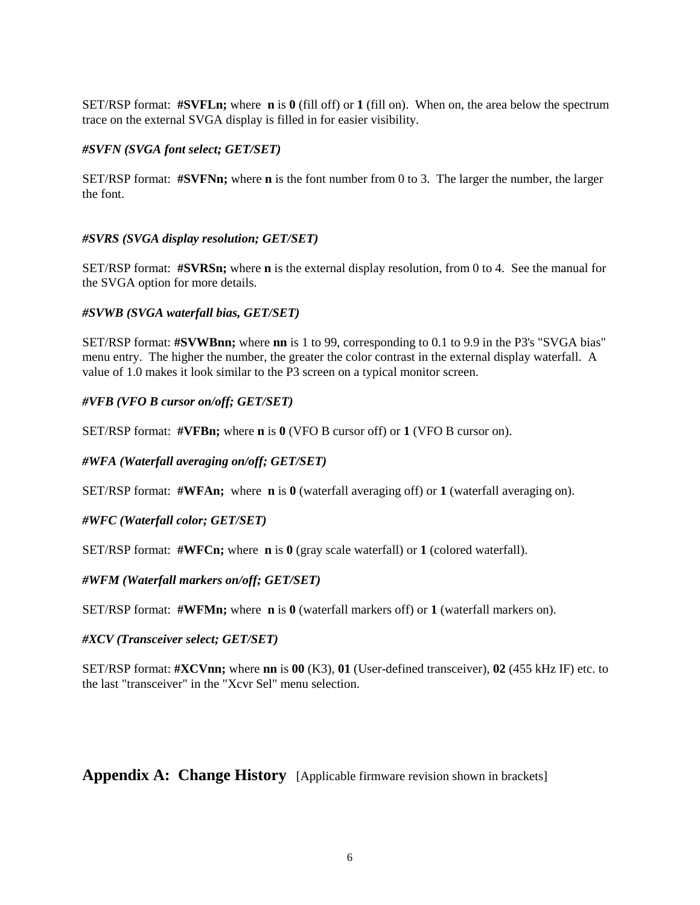SET/RSP format: **#SVFLn;** where **n** is **0** (fill off) or **1** (fill on). When on, the area below the spectrum trace on the external SVGA display is filled in for easier visibility.

***#SVFN (SVGA font select; GET/SET)***

SET/RSP format: **#SVFNn;** where **n** is the font number from 0 to 3. The larger the number, the larger the font.

***#SVRS (SVGA display resolution; GET/SET)***

SET/RSP format: **#SVRSn;** where **n** is the external display resolution, from 0 to 4. See the manual for the SVGA option for more details.

***#SVWB (SVGA waterfall bias, GET/SET)***

SET/RSP format: **#SVWBnn;** where **nn** is 1 to 99, corresponding to 0.1 to 9.9 in the P3's "SVGA bias" menu entry. The higher the number, the greater the color contrast in the external display waterfall. A value of 1.0 makes it look similar to the P3 screen on a typical monitor screen.

***#VFB (VFO B cursor on/off; GET/SET)***

SET/RSP format: **#VFBn;** where **n** is **0** (VFO B cursor off) or **1** (VFO B cursor on).

***#WFA (Waterfall averaging on/off; GET/SET)***

SET/RSP format: **#WFAn;** where **n** is **0** (waterfall averaging off) or **1** (waterfall averaging on).

***#WFC (Waterfall color; GET/SET)***

SET/RSP format: **#WFCn;** where **n** is **0** (gray scale waterfall) or **1** (colored waterfall).

***#WFM (Waterfall markers on/off; GET/SET)***

SET/RSP format: **#WFMn;** where **n** is **0** (waterfall markers off) or **1** (waterfall markers on).

***#XCV (Transceiver select; GET/SET)***

SET/RSP format: **#XCVnn;** where **nn** is **00** (K3), **01** (User-defined transceiver), **02** (455 kHz IF) etc. to the last "transceiver" in the "Xcvr Sel" menu selection.

## Appendix A: Change History [Applicable firmware revision shown in brackets]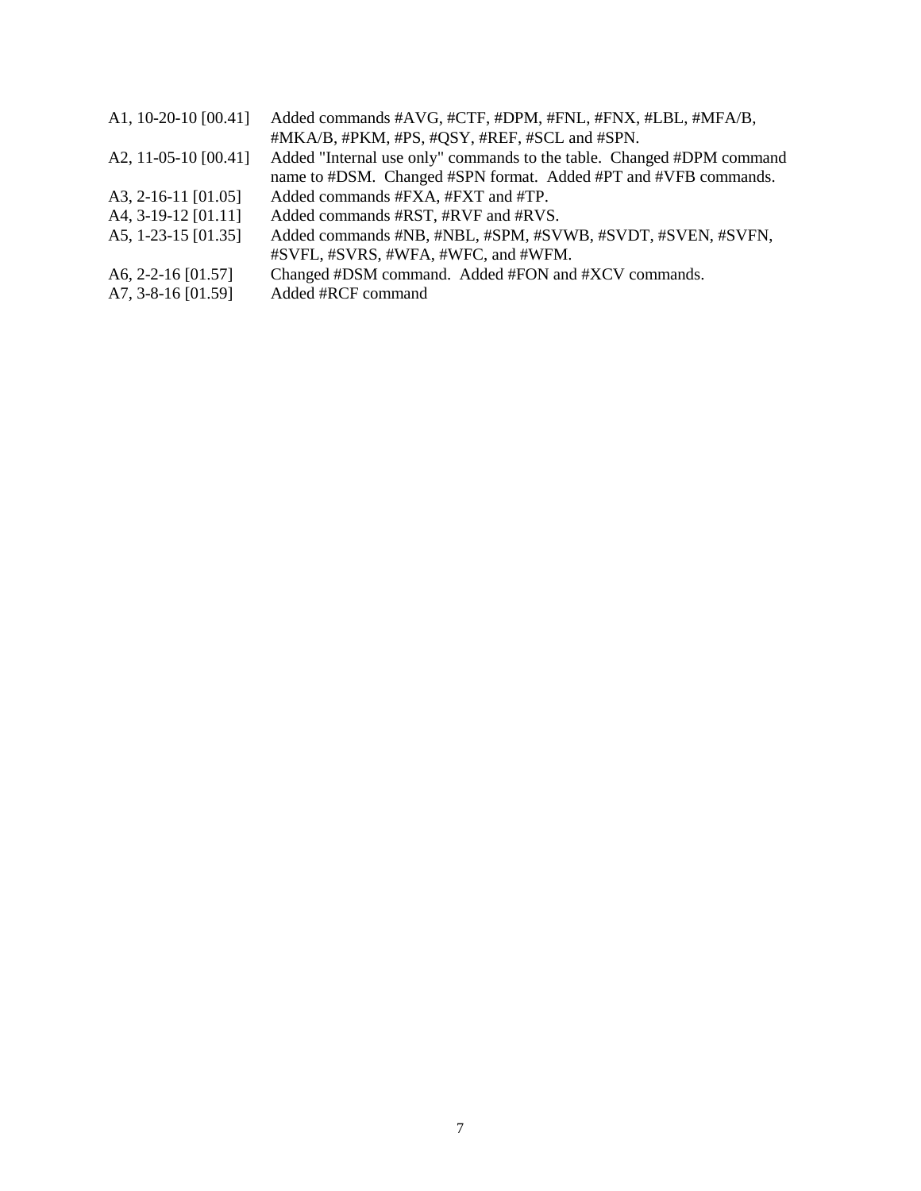| | |
|---|---|
| A1, 10-20-10 [00.41] | Added commands #AVG, #CTF, #DPM, #FNL, #FNX, #LBL, #MFA/B, #MKA/B, #PKM, #PS, #QSY, #REF, #SCL and #SPN. |
| A2, 11-05-10 [00.41] | Added "Internal use only" commands to the table. Changed #DPM command name to #DSM. Changed #SPN format. Added #PT and #VFB commands. |
| A3, 2-16-11 [01.05] | Added commands #FXA, #FXT and #TP. |
| A4, 3-19-12 [01.11] | Added commands #RST, #RVF and #RVS. |
| A5, 1-23-15 [01.35] | Added commands #NB, #NBL, #SPM, #SVWB, #SVDT, #SVEN, #SVFN, #SVFL, #SVRS, #WFA, #WFC, and #WFM. |
| A6, 2-2-16 [01.57] | Changed #DSM command. Added #FON and #XCV commands. |
| A7, 3-8-16 [01.59] | Added #RCF command |